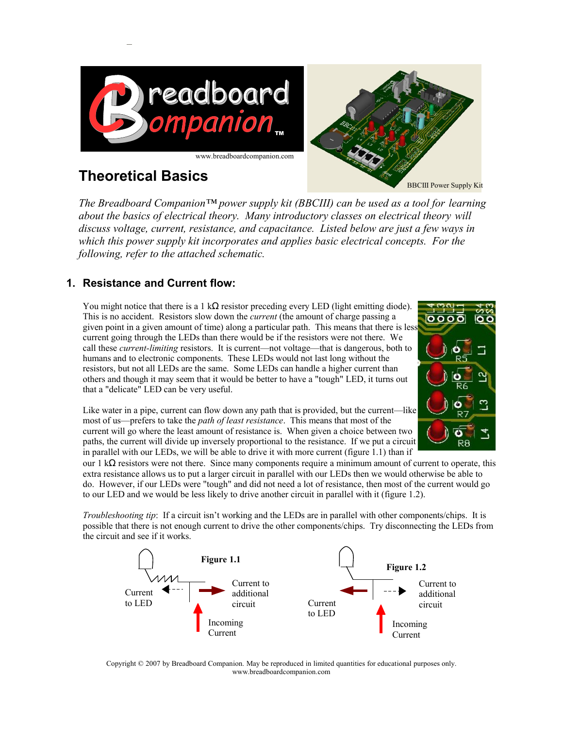www.breadboardcompanion.com

# Theoretical Basics

BBCIII Power Supply Kit

*The Breadboard Companion™ power supply kit (BBCIII) can be used as a tool for learning about the basics of electrical theory. Many introductory classes on electrical theory will discuss voltage, current, resistance, and capacitance. Listed below are just a few ways in which this power supply kit incorporates and applies basic electrical concepts. For the following, refer to the attached schematic.*

## 1. Resistance and Current flow:

You might notice that there is a 1 kΩ resistor preceding every LED (light emitting diode). This is no accident. Resistors slow down the *current* (the amount of charge passing a given point in a given amount of time) along a particular path. This means that there is less current going through the LEDs than there would be if the resistors were not there. We call these *current-limiting* resistors. It is current—not voltage—that is dangerous, both to humans and to electronic components. These LEDs would not last long without the resistors, but not all LEDs are the same. Some LEDs can handle a higher current than others and though it may seem that it would be better to have a "tough" LED, it turns out that a "delicate" LED can be very useful.

Like water in a pipe, current can flow down any path that is provided, but the current—like most of us—prefers to take the *path of least resistance*. This means that most of the current will go where the least amount of resistance is. When given a choice between two paths, the current will divide up inversely proportional to the resistance. If we put a circuit in parallel with our LEDs, we will be able to drive it with more current (figure 1.1) than if our 1 kΩ resistors were not there. Since many components require a minimum amount of current to operate, this extra resistance allows us to put a larger circuit in parallel with our LEDs then we would otherwise be able to do. However, if our LEDs were "tough" and did not need a lot of resistance, then most of the current would go to our LED and we would be less likely to drive another circuit in parallel with it (figure 1.2).

*Troubleshooting tip*: If a circuit isn't working and the LEDs are in parallel with other components/chips. It is possible that there is not enough current to drive the other components/chips. Try disconnecting the LEDs from the circuit and see if it works.

**Figure 1.1** — Current to LED; Current to additional circuit; Incoming Current

**Figure 1.2** — Current to LED; Current to additional circuit; Incoming Current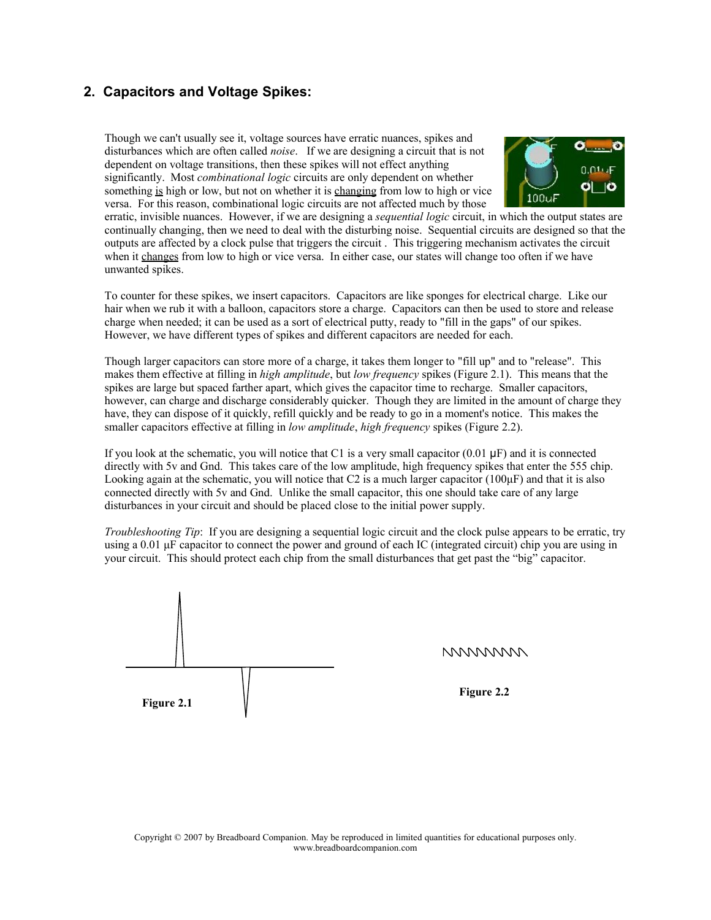## 2. Capacitors and Voltage Spikes:

Though we can't usually see it, voltage sources have erratic nuances, spikes and disturbances which are often called *noise*. If we are designing a circuit that is not dependent on voltage transitions, then these spikes will not effect anything significantly. Most *combinational logic* circuits are only dependent on whether something is high or low, but not on whether it is changing from low to high or vice versa. For this reason, combinational logic circuits are not affected much by those erratic, invisible nuances. However, if we are designing a *sequential logic* circuit, in which the output states are continually changing, then we need to deal with the disturbing noise. Sequential circuits are designed so that the outputs are affected by a clock pulse that triggers the circuit . This triggering mechanism activates the circuit when it changes from low to high or vice versa. In either case, our states will change too often if we have unwanted spikes.

To counter for these spikes, we insert capacitors. Capacitors are like sponges for electrical charge. Like our hair when we rub it with a balloon, capacitors store a charge. Capacitors can then be used to store and release charge when needed; it can be used as a sort of electrical putty, ready to "fill in the gaps" of our spikes. However, we have different types of spikes and different capacitors are needed for each.

Though larger capacitors can store more of a charge, it takes them longer to "fill up" and to "release". This makes them effective at filling in *high amplitude*, but *low frequency* spikes (Figure 2.1). This means that the spikes are large but spaced farther apart, which gives the capacitor time to recharge. Smaller capacitors, however, can charge and discharge considerably quicker. Though they are limited in the amount of charge they have, they can dispose of it quickly, refill quickly and be ready to go in a moment's notice. This makes the smaller capacitors effective at filling in *low amplitude*, *high frequency* spikes (Figure 2.2).

If you look at the schematic, you will notice that C1 is a very small capacitor (0.01 μF) and it is connected directly with 5v and Gnd. This takes care of the low amplitude, high frequency spikes that enter the 555 chip. Looking again at the schematic, you will notice that C2 is a much larger capacitor (100μF) and that it is also connected directly with 5v and Gnd. Unlike the small capacitor, this one should take care of any large disturbances in your circuit and should be placed close to the initial power supply.

*Troubleshooting Tip*: If you are designing a sequential logic circuit and the clock pulse appears to be erratic, try using a 0.01 μF capacitor to connect the power and ground of each IC (integrated circuit) chip you are using in your circuit. This should protect each chip from the small disturbances that get past the "big" capacitor.

**Figure 2.1**

**Figure 2.2**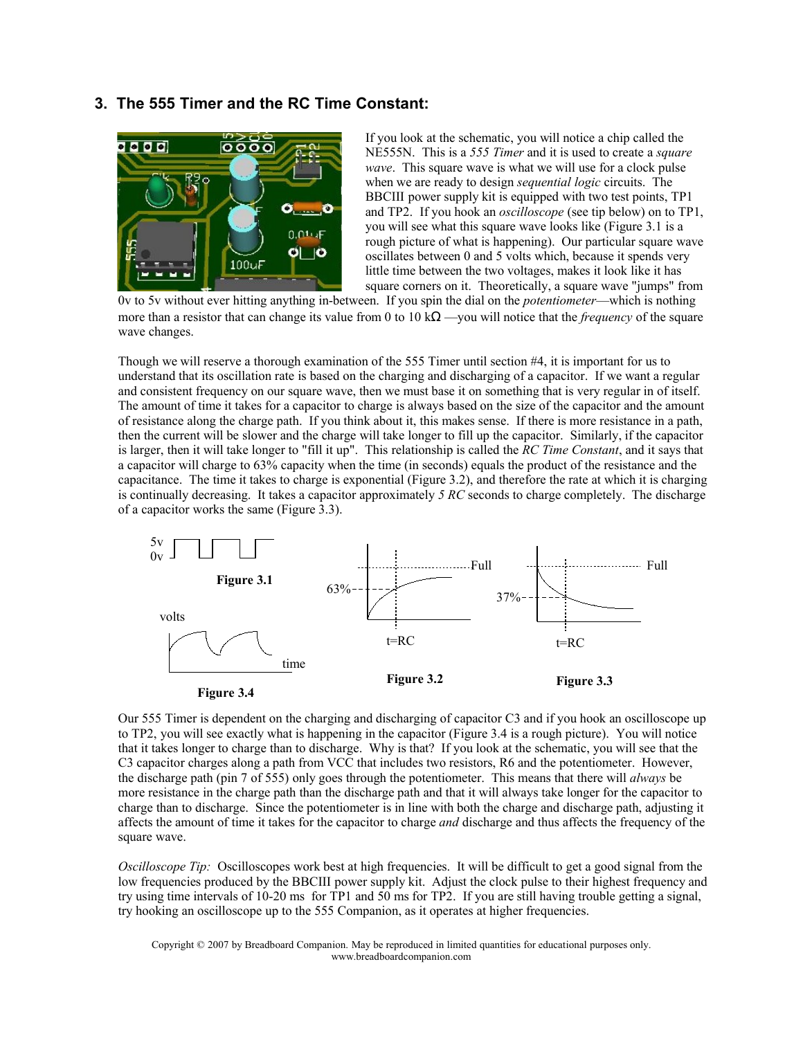## 3. The 555 Timer and the RC Time Constant:

If you look at the schematic, you will notice a chip called the NE555N. This is a *555 Timer* and it is used to create a *square wave*. This square wave is what we will use for a clock pulse when we are ready to design *sequential logic* circuits. The BBCIII power supply kit is equipped with two test points, TP1 and TP2. If you hook an *oscilloscope* (see tip below) on to TP1, you will see what this square wave looks like (Figure 3.1 is a rough picture of what is happening). Our particular square wave oscillates between 0 and 5 volts which, because it spends very little time between the two voltages, makes it look like it has square corners on it. Theoretically, a square wave "jumps" from 0v to 5v without ever hitting anything in-between. If you spin the dial on the *potentiometer*—which is nothing more than a resistor that can change its value from 0 to 10 kΩ —you will notice that the *frequency* of the square wave changes.

Though we will reserve a thorough examination of the 555 Timer until section #4, it is important for us to understand that its oscillation rate is based on the charging and discharging of a capacitor. If we want a regular and consistent frequency on our square wave, then we must base it on something that is very regular in of itself. The amount of time it takes for a capacitor to charge is always based on the size of the capacitor and the amount of resistance along the charge path. If you think about it, this makes sense. If there is more resistance in a path, then the current will be slower and the charge will take longer to fill up the capacitor. Similarly, if the capacitor is larger, then it will take longer to "fill it up". This relationship is called the *RC Time Constant*, and it says that a capacitor will charge to 63% capacity when the time (in seconds) equals the product of the resistance and the capacitance. The time it takes to charge is exponential (Figure 3.2), and therefore the rate at which it is charging is continually decreasing. It takes a capacitor approximately *5 RC* seconds to charge completely. The discharge of a capacitor works the same (Figure 3.3).

5v
0v

**Figure 3.1**

63%  Full  t=RC

**Figure 3.2**

37%  Full  t=RC

**Figure 3.3**

volts  time

**Figure 3.4**

Our 555 Timer is dependent on the charging and discharging of capacitor C3 and if you hook an oscilloscope up to TP2, you will see exactly what is happening in the capacitor (Figure 3.4 is a rough picture). You will notice that it takes longer to charge than to discharge. Why is that? If you look at the schematic, you will see that the C3 capacitor charges along a path from VCC that includes two resistors, R6 and the potentiometer. However, the discharge path (pin 7 of 555) only goes through the potentiometer. This means that there will *always* be more resistance in the charge path than the discharge path and that it will always take longer for the capacitor to charge than to discharge. Since the potentiometer is in line with both the charge and discharge path, adjusting it affects the amount of time it takes for the capacitor to charge *and* discharge and thus affects the frequency of the square wave.

*Oscilloscope Tip:* Oscilloscopes work best at high frequencies. It will be difficult to get a good signal from the low frequencies produced by the BBCIII power supply kit. Adjust the clock pulse to their highest frequency and try using time intervals of 10-20 ms for TP1 and 50 ms for TP2. If you are still having trouble getting a signal, try hooking an oscilloscope up to the 555 Companion, as it operates at higher frequencies.

Copyright © 2007 by Breadboard Companion. May be reproduced in limited quantities for educational purposes only.
www.breadboardcompanion.com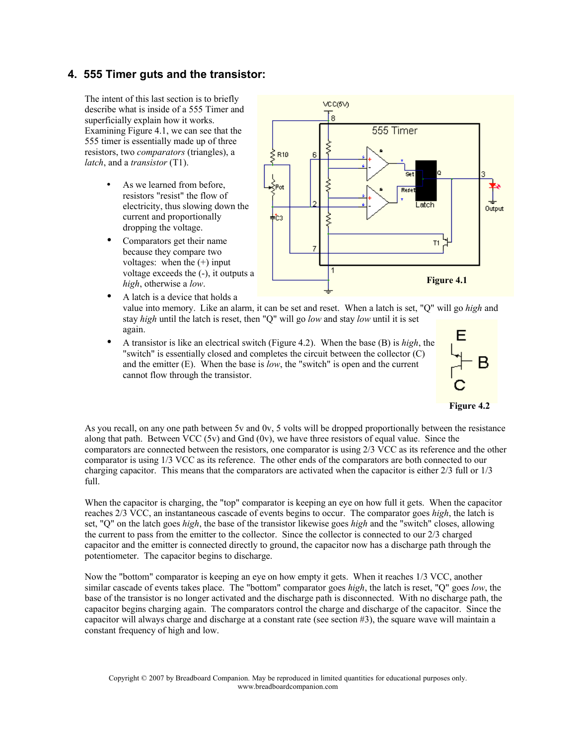## 4. 555 Timer guts and the transistor:

The intent of this last section is to briefly describe what is inside of a 555 Timer and superficially explain how it works. Examining Figure 4.1, we can see that the 555 timer is essentially made up of three resistors, two *comparators* (triangles), a *latch*, and a *transistor* (T1).

VCC(5V)
8
555 Timer
R10
6
Pot
C3
2
Set
Q
Reset
Latch
3
Output
T1
7
1

**Figure 4.1**

- As we learned from before, resistors "resist" the flow of electricity, thus slowing down the current and proportionally dropping the voltage.
- Comparators get their name because they compare two voltages: when the (+) input voltage exceeds the (-), it outputs a *high*, otherwise a *low*.
- A latch is a device that holds a value into memory. Like an alarm, it can be set and reset. When a latch is set, "Q" will go *high* and stay *high* until the latch is reset, then "Q" will go *low* and stay *low* until it is set again.
- A transistor is like an electrical switch (Figure 4.2). When the base (B) is *high*, the "switch" is essentially closed and completes the circuit between the collector (C) and the emitter (E). When the base is *low*, the "switch" is open and the current cannot flow through the transistor.

E
B
C

**Figure 4.2**

As you recall, on any one path between 5v and 0v, 5 volts will be dropped proportionally between the resistance along that path. Between VCC (5v) and Gnd (0v), we have three resistors of equal value. Since the comparators are connected between the resistors, one comparator is using 2/3 VCC as its reference and the other comparator is using 1/3 VCC as its reference. The other ends of the comparators are both connected to our charging capacitor. This means that the comparators are activated when the capacitor is either 2/3 full or 1/3 full.

When the capacitor is charging, the "top" comparator is keeping an eye on how full it gets. When the capacitor reaches 2/3 VCC, an instantaneous cascade of events begins to occur. The comparator goes *high*, the latch is set, "Q" on the latch goes *high*, the base of the transistor likewise goes *high* and the "switch" closes, allowing the current to pass from the emitter to the collector. Since the collector is connected to our 2/3 charged capacitor and the emitter is connected directly to ground, the capacitor now has a discharge path through the potentiometer. The capacitor begins to discharge.

Now the "bottom" comparator is keeping an eye on how empty it gets. When it reaches 1/3 VCC, another similar cascade of events takes place. The "bottom" comparator goes *high*, the latch is reset, "Q" goes *low*, the base of the transistor is no longer activated and the discharge path is disconnected. With no discharge path, the capacitor begins charging again. The comparators control the charge and discharge of the capacitor. Since the capacitor will always charge and discharge at a constant rate (see section #3), the square wave will maintain a constant frequency of high and low.

Copyright © 2007 by Breadboard Companion. May be reproduced in limited quantities for educational purposes only.
www.breadboardcompanion.com